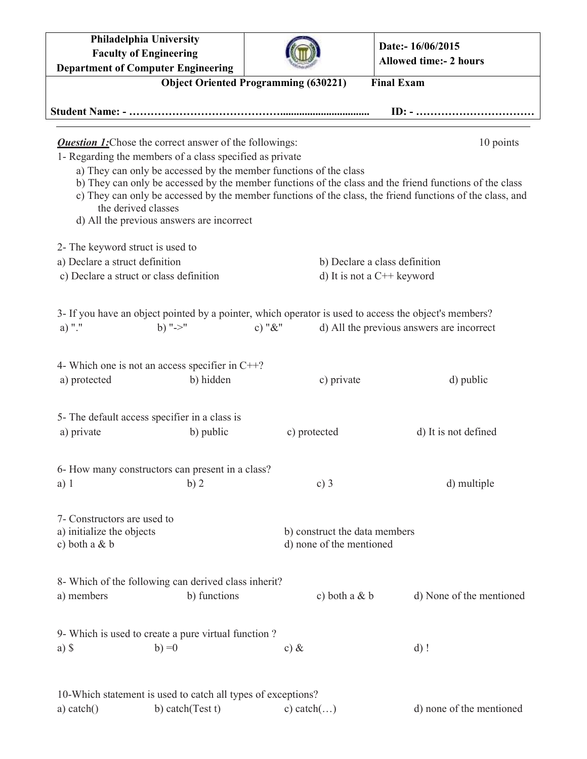| Philadelphia University<br>Faculty of Engineering<br>Department of Computer Engineering | | Date:- 16/06/2015<br>Allowed time:- 2 hours |
|---|---|---|
| Object Oriented Programming (630221) | Final Exam | |
| Student Name: - …………………………………................................. | | ID: - …………………………… |

***Question 1:*** Chose the correct answer of the followings: 10 points

1- Regarding the members of a class specified as private
- a) They can only be accessed by the member functions of the class
- b) They can only be accessed by the member functions of the class and the friend functions of the class
- c) They can only be accessed by the member functions of the class, the friend functions of the class, and the derived classes
- d) All the previous answers are incorrect

2- The keyword struct is used to
- a) Declare a struct definition
- b) Declare a class definition
- c) Declare a struct or class definition
- d) It is not a C++ keyword

3- If you have an object pointed by a pointer, which operator is used to access the object's members?
- a) "."
- b) "->"
- c) "&"
- d) All the previous answers are incorrect

4- Which one is not an access specifier in C++?
- a) protected
- b) hidden
- c) private
- d) public

5- The default access specifier in a class is
- a) private
- b) public
- c) protected
- d) It is not defined

6- How many constructors can present in a class?
- a) 1
- b) 2
- c) 3
- d) multiple

7- Constructors are used to
- a) initialize the objects
- b) construct the data members
- c) both a & b
- d) none of the mentioned

8- Which of the following can derived class inherit?
- a) members
- b) functions
- c) both a & b
- d) None of the mentioned

9- Which is used to create a pure virtual function ?
- a) $
- b) =0
- c) &
- d) !

10-Which statement is used to catch all types of exceptions?
- a) catch()
- b) catch(Test t)
- c) catch(…)
- d) none of the mentioned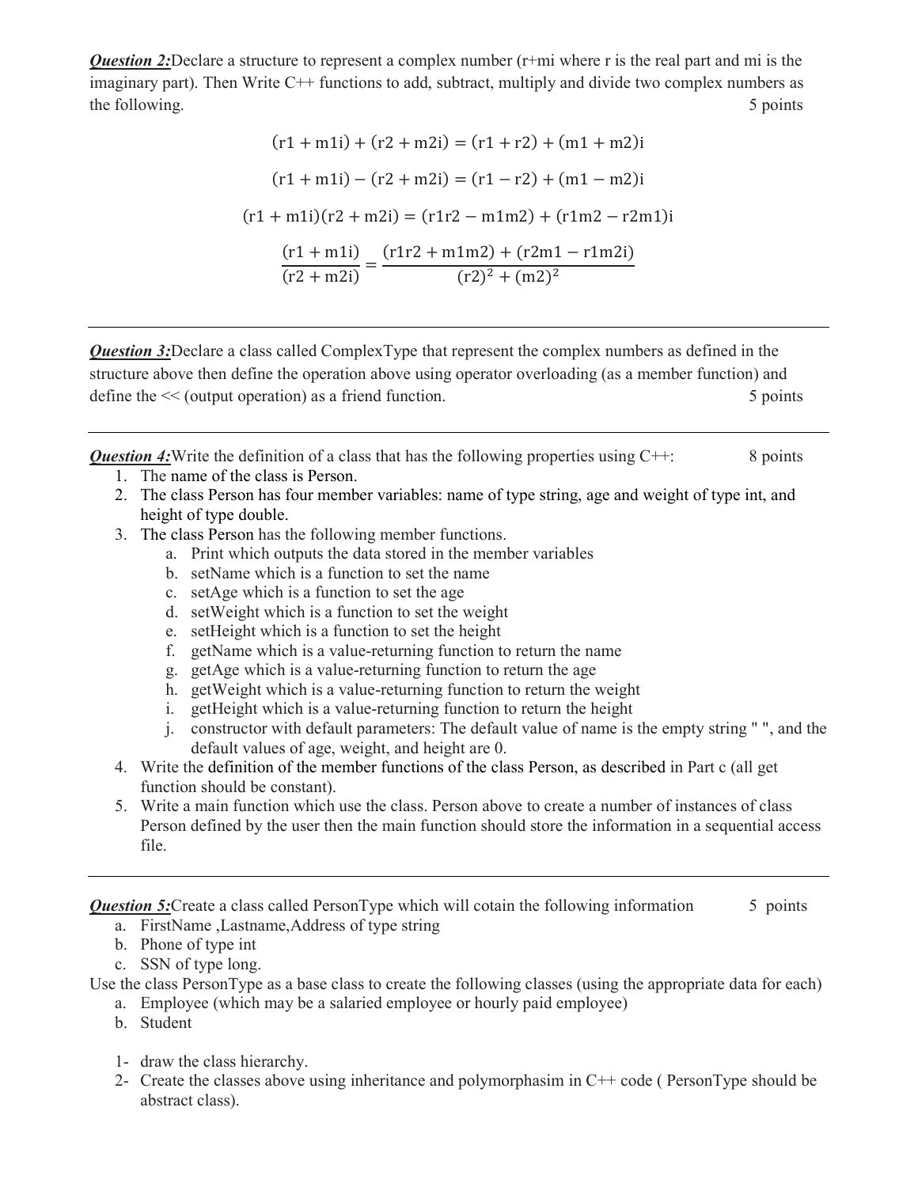***Question 2:*** Declare a structure to represent a complex number (r+mi where r is the real part and mi is the imaginary part). Then Write C++ functions to add, subtract, multiply and divide two complex numbers as the following. 5 points

$$(\mathrm{r1} + \mathrm{m1i}) + (\mathrm{r2} + \mathrm{m2i}) = (\mathrm{r1} + \mathrm{r2}) + (\mathrm{m1} + \mathrm{m2})\mathrm{i}$$

$$(\mathrm{r1} + \mathrm{m1i}) - (\mathrm{r2} + \mathrm{m2i}) = (\mathrm{r1} - \mathrm{r2}) + (\mathrm{m1} - \mathrm{m2})\mathrm{i}$$

$$(\mathrm{r1} + \mathrm{m1i})(\mathrm{r2} + \mathrm{m2i}) = (\mathrm{r1r2} - \mathrm{m1m2}) + (\mathrm{r1m2} - \mathrm{r2m1})\mathrm{i}$$

$$\frac{(\mathrm{r1} + \mathrm{m1i})}{(\mathrm{r2} + \mathrm{m2i})} = \frac{(\mathrm{r1r2} + \mathrm{m1m2}) + (\mathrm{r2m1} - \mathrm{r1m2i})}{(\mathrm{r2})^2 + (\mathrm{m2})^2}$$

---

***Question 3:*** Declare a class called ComplexType that represent the complex numbers as defined in the structure above then define the operation above using operator overloading (as a member function) and define the << (output operation) as a friend function. 5 points

---

***Question 4:*** Write the definition of a class that has the following properties using C++: 8 points

1. The name of the class is Person.
2. The class Person has four member variables: name of type string, age and weight of type int, and height of type double.
3. The class Person has the following member functions.
   a. Print which outputs the data stored in the member variables
   b. setName which is a function to set the name
   c. setAge which is a function to set the age
   d. setWeight which is a function to set the weight
   e. setHeight which is a function to set the height
   f. getName which is a value-returning function to return the name
   g. getAge which is a value-returning function to return the age
   h. getWeight which is a value-returning function to return the weight
   i. getHeight which is a value-returning function to return the height
   j. constructor with default parameters: The default value of name is the empty string " ", and the default values of age, weight, and height are 0.
4. Write the definition of the member functions of the class Person, as described in Part c (all get function should be constant).
5. Write a main function which use the class. Person above to create a number of instances of class Person defined by the user then the main function should store the information in a sequential access file.

---

***Question 5:*** Create a class called PersonType which will cotain the following information 5 points

a. FirstName ,Lastname,Address of type string
b. Phone of type int
c. SSN of type long.

Use the class PersonType as a base class to create the following classes (using the appropriate data for each)

a. Employee (which may be a salaried employee or hourly paid employee)
b. Student

1- draw the class hierarchy.
2- Create the classes above using inheritance and polymorphasim in C++ code ( PersonType should be abstract class).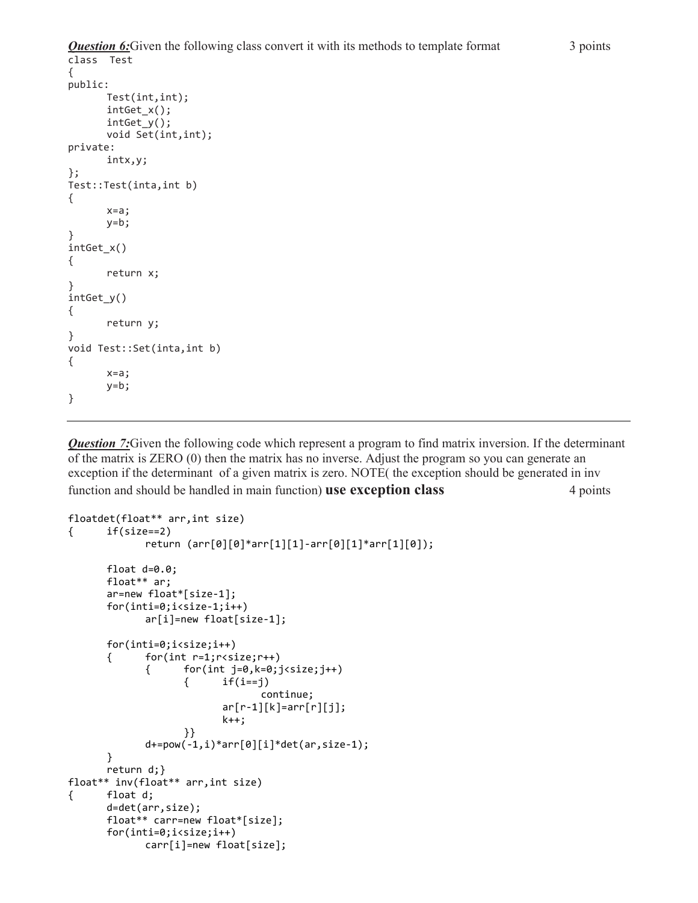***Question 6:*** Given the following class convert it with its methods to template format 3 points

```
class  Test
{
public:
       Test(int,int);
       intGet_x();
       intGet_y();
       void Set(int,int);
private:
       intx,y;
};
Test::Test(inta,int b)
{
       x=a;
       y=b;
}
intGet_x()
{
       return x;
}
intGet_y()
{
       return y;
}
void Test::Set(inta,int b)
{
       x=a;
       y=b;
}
```

---

***Question 7:*** Given the following code which represent a program to find matrix inversion. If the determinant of the matrix is ZERO (0) then the matrix has no inverse. Adjust the program so you can generate an exception if the determinant of a given matrix is zero. NOTE( the exception should be generated in inv function and should be handled in main function) **use exception class** 4 points

```
floatdet(float** arr,int size)
{      if(size==2)
             return (arr[0][0]*arr[1][1]-arr[0][1]*arr[1][0]);

       float d=0.0;
       float** ar;
       ar=new float*[size-1];
       for(inti=0;i<size-1;i++)
             ar[i]=new float[size-1];

       for(inti=0;i<size;i++)
       {      for(int r=1;r<size;r++)
             {      for(int j=0,k=0;j<size;j++)
                    {      if(i==j)
                                 continue;
                           ar[r-1][k]=arr[r][j];
                           k++;
                    }}
             d+=pow(-1,i)*arr[0][i]*det(ar,size-1);
       }
       return d;}
float** inv(float** arr,int size)
{      float d;
       d=det(arr,size);
       float** carr=new float*[size];
       for(inti=0;i<size;i++)
             carr[i]=new float[size];
```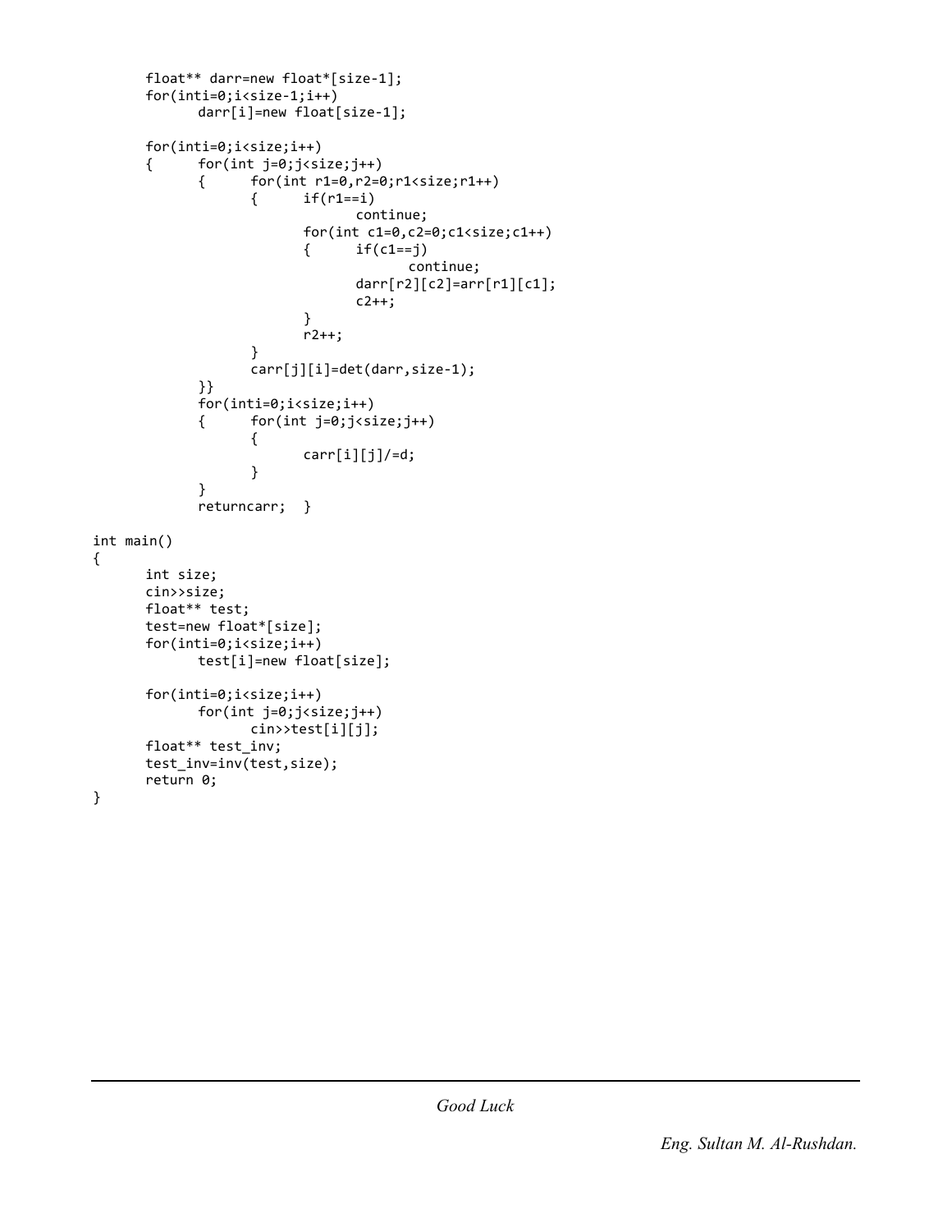```
	float** darr=new float*[size-1];
	for(inti=0;i<size-1;i++)
		darr[i]=new float[size-1];

	for(inti=0;i<size;i++)
	{	for(int j=0;j<size;j++)
		{	for(int r1=0,r2=0;r1<size;r1++)
			{	if(r1==i)
					continue;
				for(int c1=0,c2=0;c1<size;c1++)
				{	if(c1==j)
						continue;
					darr[r2][c2]=arr[r1][c1];
					c2++;
				}
				r2++;
			}
			carr[j][i]=det(darr,size-1);
		}}
		for(inti=0;i<size;i++)
		{	for(int j=0;j<size;j++)
			{
				carr[i][j]/=d;
			}
		}
		returncarr;	}

int main()
{
	int size;
	cin>>size;
	float** test;
	test=new float*[size];
	for(inti=0;i<size;i++)
		test[i]=new float[size];

	for(inti=0;i<size;i++)
		for(int j=0;j<size;j++)
			cin>>test[i][j];
	float** test_inv;
	test_inv=inv(test,size);
	return 0;
}
```

---

*Good Luck*

*Eng. Sultan M. Al-Rushdan.*